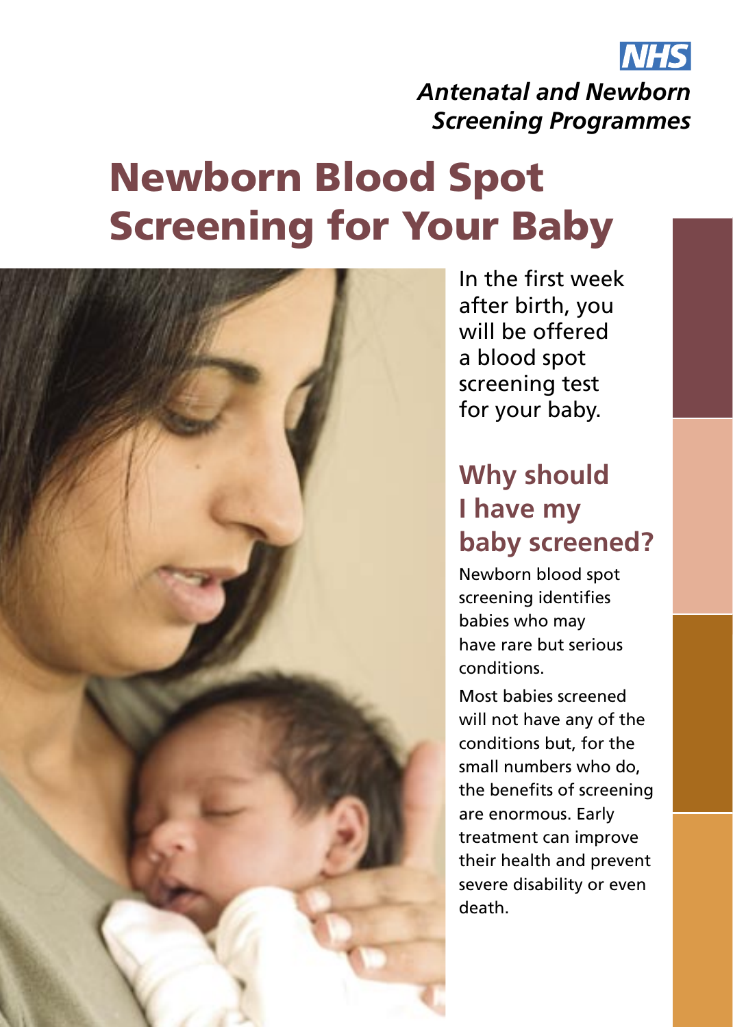NHS

*Antenatal and Newborn Screening Programmes*

# Newborn Blood Spot Screening for Your Baby

In the first week after birth, you will be offered a blood spot screening test for your baby.

## Why should I have my baby screened?

Newborn blood spot screening identifies babies who may have rare but serious conditions.

Most babies screened will not have any of the conditions but, for the small numbers who do, the benefits of screening are enormous. Early treatment can improve their health and prevent severe disability or even death.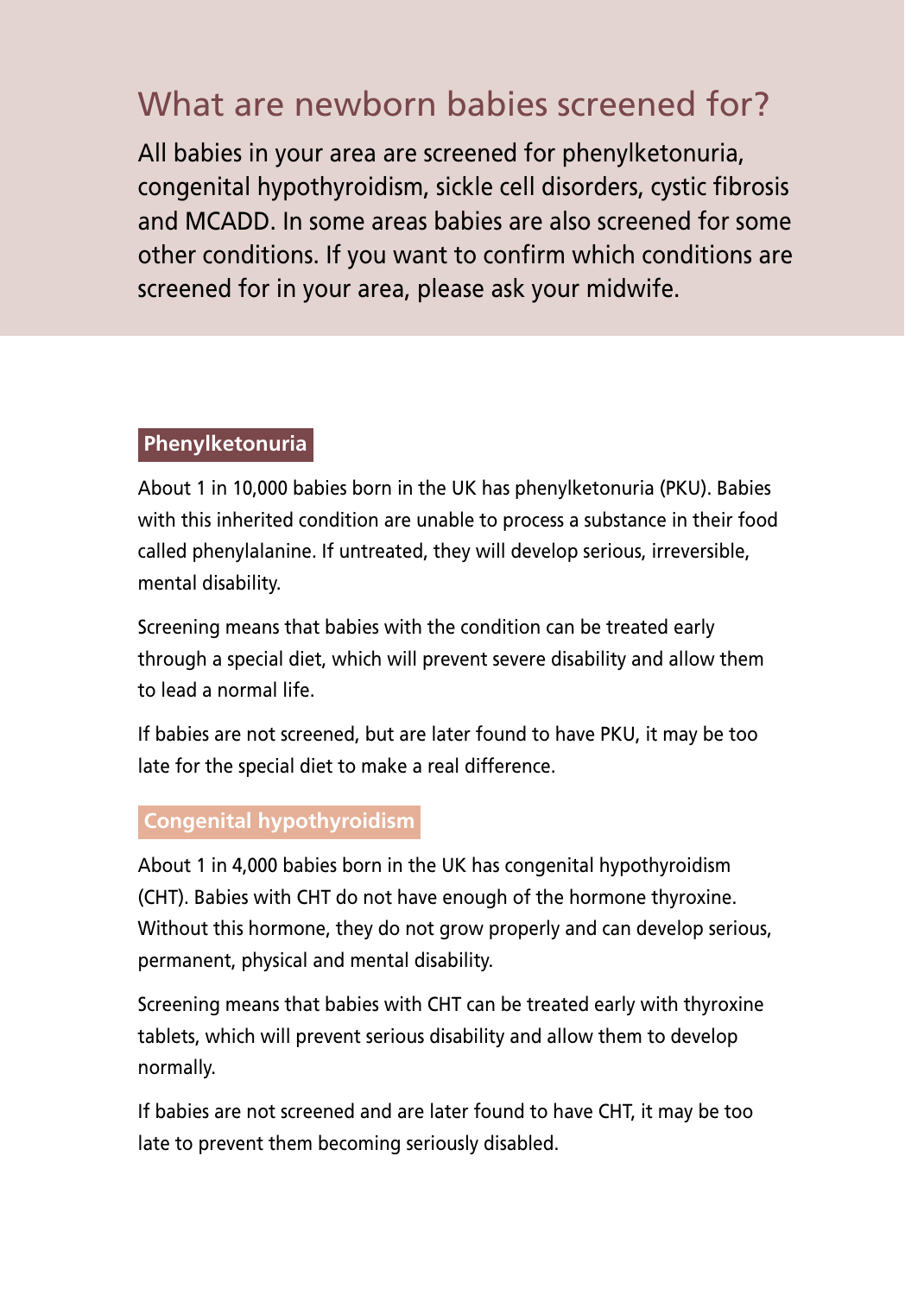## What are newborn babies screened for?

All babies in your area are screened for phenylketonuria, congenital hypothyroidism, sickle cell disorders, cystic fibrosis and MCADD. In some areas babies are also screened for some other conditions. If you want to confirm which conditions are screened for in your area, please ask your midwife.

### Phenylketonuria

About 1 in 10,000 babies born in the UK has phenylketonuria (PKU). Babies with this inherited condition are unable to process a substance in their food called phenylalanine. If untreated, they will develop serious, irreversible, mental disability.

Screening means that babies with the condition can be treated early through a special diet, which will prevent severe disability and allow them to lead a normal life.

If babies are not screened, but are later found to have PKU, it may be too late for the special diet to make a real difference.

### Congenital hypothyroidism

About 1 in 4,000 babies born in the UK has congenital hypothyroidism (CHT). Babies with CHT do not have enough of the hormone thyroxine. Without this hormone, they do not grow properly and can develop serious, permanent, physical and mental disability.

Screening means that babies with CHT can be treated early with thyroxine tablets, which will prevent serious disability and allow them to develop normally.

If babies are not screened and are later found to have CHT, it may be too late to prevent them becoming seriously disabled.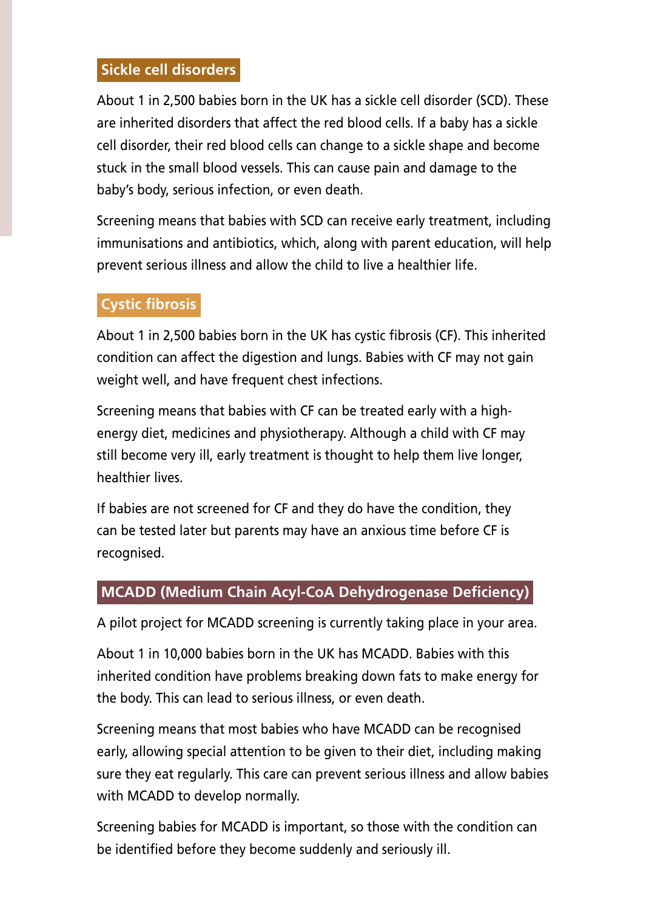## Sickle cell disorders

About 1 in 2,500 babies born in the UK has a sickle cell disorder (SCD). These are inherited disorders that affect the red blood cells. If a baby has a sickle cell disorder, their red blood cells can change to a sickle shape and become stuck in the small blood vessels. This can cause pain and damage to the baby's body, serious infection, or even death.

Screening means that babies with SCD can receive early treatment, including immunisations and antibiotics, which, along with parent education, will help prevent serious illness and allow the child to live a healthier life.

## Cystic fibrosis

About 1 in 2,500 babies born in the UK has cystic fibrosis (CF). This inherited condition can affect the digestion and lungs. Babies with CF may not gain weight well, and have frequent chest infections.

Screening means that babies with CF can be treated early with a high-energy diet, medicines and physiotherapy. Although a child with CF may still become very ill, early treatment is thought to help them live longer, healthier lives.

If babies are not screened for CF and they do have the condition, they can be tested later but parents may have an anxious time before CF is recognised.

## MCADD (Medium Chain Acyl-CoA Dehydrogenase Deficiency)

A pilot project for MCADD screening is currently taking place in your area.

About 1 in 10,000 babies born in the UK has MCADD. Babies with this inherited condition have problems breaking down fats to make energy for the body. This can lead to serious illness, or even death.

Screening means that most babies who have MCADD can be recognised early, allowing special attention to be given to their diet, including making sure they eat regularly. This care can prevent serious illness and allow babies with MCADD to develop normally.

Screening babies for MCADD is important, so those with the condition can be identified before they become suddenly and seriously ill.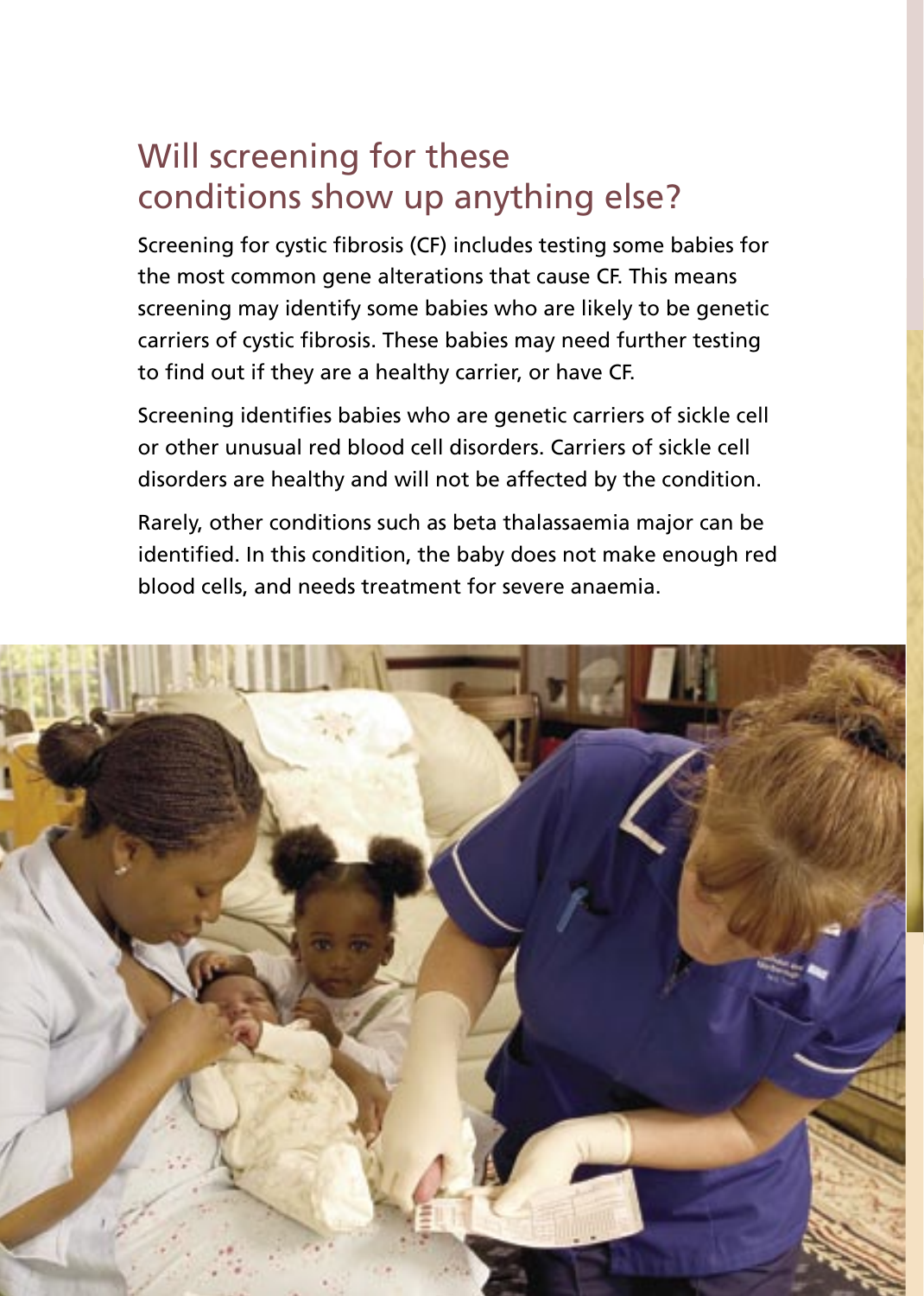## Will screening for these conditions show up anything else?

Screening for cystic fibrosis (CF) includes testing some babies for the most common gene alterations that cause CF. This means screening may identify some babies who are likely to be genetic carriers of cystic fibrosis. These babies may need further testing to find out if they are a healthy carrier, or have CF.

Screening identifies babies who are genetic carriers of sickle cell or other unusual red blood cell disorders. Carriers of sickle cell disorders are healthy and will not be affected by the condition.

Rarely, other conditions such as beta thalassaemia major can be identified. In this condition, the baby does not make enough red blood cells, and needs treatment for severe anaemia.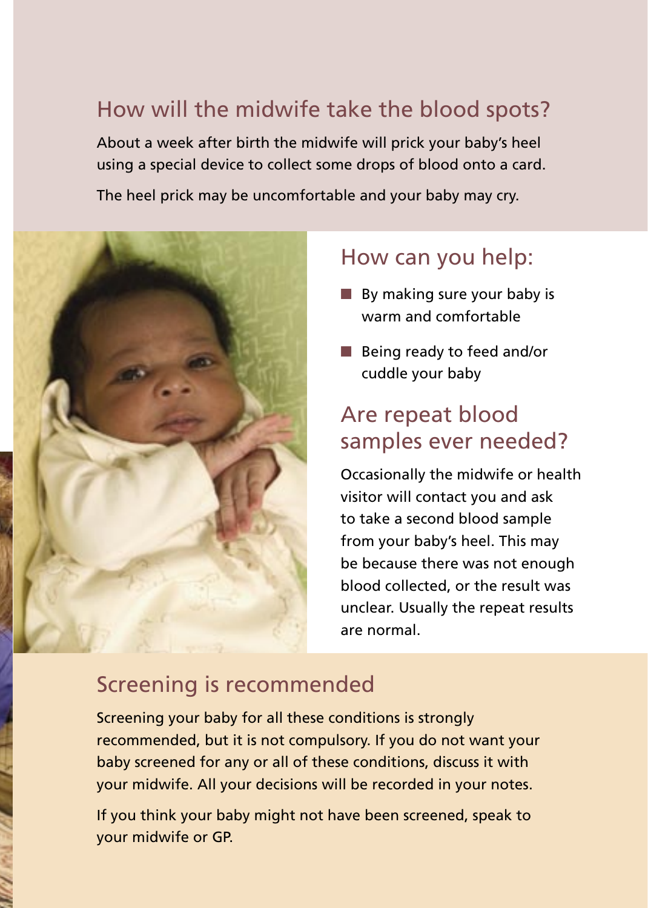## How will the midwife take the blood spots?

About a week after birth the midwife will prick your baby's heel using a special device to collect some drops of blood onto a card.

The heel prick may be uncomfortable and your baby may cry.

## How can you help:

- By making sure your baby is warm and comfortable
- Being ready to feed and/or cuddle your baby

## Are repeat blood samples ever needed?

Occasionally the midwife or health visitor will contact you and ask to take a second blood sample from your baby's heel. This may be because there was not enough blood collected, or the result was unclear. Usually the repeat results are normal.

## Screening is recommended

Screening your baby for all these conditions is strongly recommended, but it is not compulsory. If you do not want your baby screened for any or all of these conditions, discuss it with your midwife. All your decisions will be recorded in your notes.

If you think your baby might not have been screened, speak to your midwife or GP.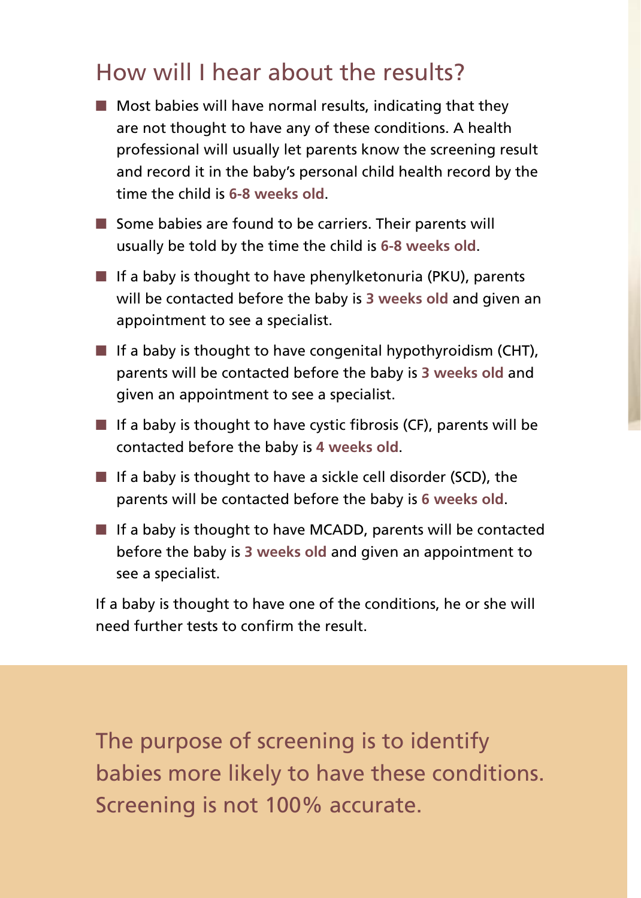## How will I hear about the results?

- Most babies will have normal results, indicating that they are not thought to have any of these conditions. A health professional will usually let parents know the screening result and record it in the baby's personal child health record by the time the child is **6-8 weeks old**.
- Some babies are found to be carriers. Their parents will usually be told by the time the child is **6-8 weeks old**.
- If a baby is thought to have phenylketonuria (PKU), parents will be contacted before the baby is **3 weeks old** and given an appointment to see a specialist.
- If a baby is thought to have congenital hypothyroidism (CHT), parents will be contacted before the baby is **3 weeks old** and given an appointment to see a specialist.
- If a baby is thought to have cystic fibrosis (CF), parents will be contacted before the baby is **4 weeks old**.
- If a baby is thought to have a sickle cell disorder (SCD), the parents will be contacted before the baby is **6 weeks old**.
- If a baby is thought to have MCADD, parents will be contacted before the baby is **3 weeks old** and given an appointment to see a specialist.

If a baby is thought to have one of the conditions, he or she will need further tests to confirm the result.

The purpose of screening is to identify babies more likely to have these conditions. Screening is not 100% accurate.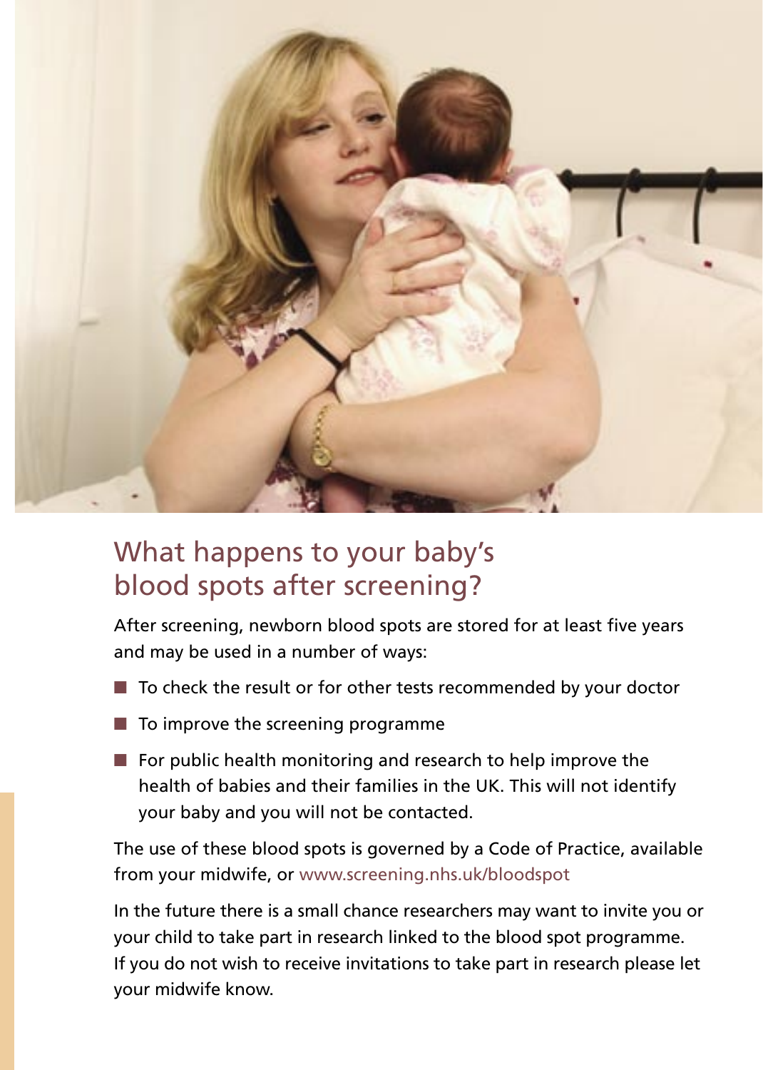## What happens to your baby's blood spots after screening?

After screening, newborn blood spots are stored for at least five years and may be used in a number of ways:

- To check the result or for other tests recommended by your doctor
- To improve the screening programme
- For public health monitoring and research to help improve the health of babies and their families in the UK. This will not identify your baby and you will not be contacted.

The use of these blood spots is governed by a Code of Practice, available from your midwife, or www.screening.nhs.uk/bloodspot

In the future there is a small chance researchers may want to invite you or your child to take part in research linked to the blood spot programme. If you do not wish to receive invitations to take part in research please let your midwife know.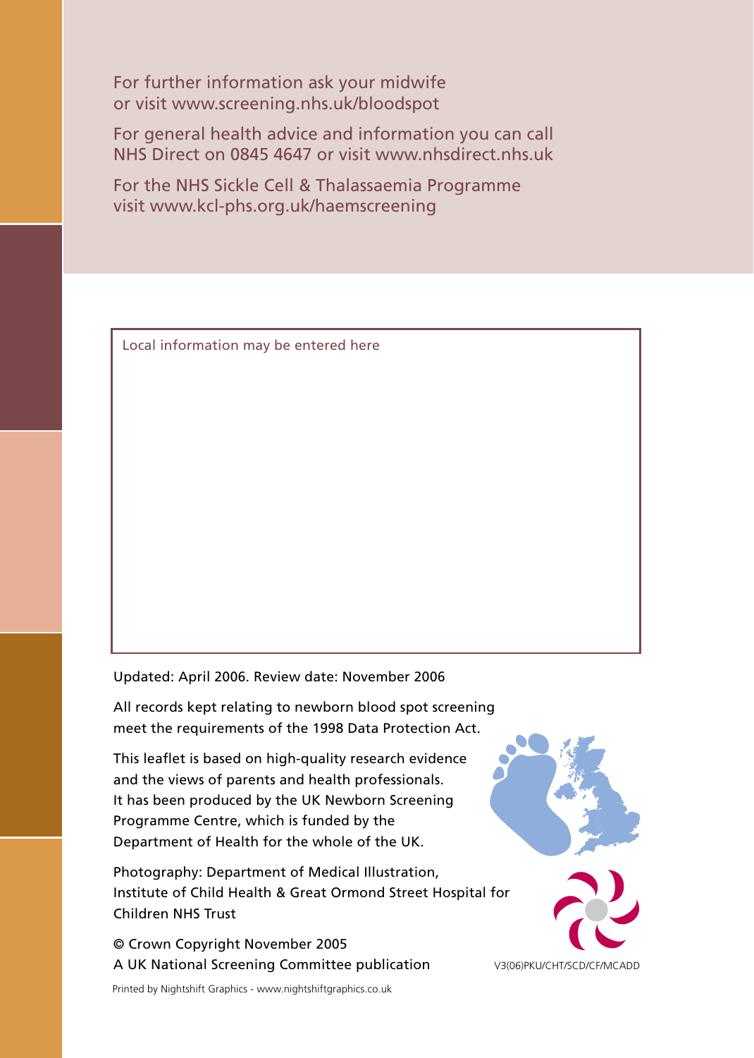For further information ask your midwife or visit www.screening.nhs.uk/bloodspot

For general health advice and information you can call NHS Direct on 0845 4647 or visit www.nhsdirect.nhs.uk

For the NHS Sickle Cell & Thalassaemia Programme visit www.kcl-phs.org.uk/haemscreening

Local information may be entered here

Updated: April 2006. Review date: November 2006

All records kept relating to newborn blood spot screening meet the requirements of the 1998 Data Protection Act.

This leaflet is based on high-quality research evidence and the views of parents and health professionals. It has been produced by the UK Newborn Screening Programme Centre, which is funded by the Department of Health for the whole of the UK.

Photography: Department of Medical Illustration, Institute of Child Health & Great Ormond Street Hospital for Children NHS Trust

© Crown Copyright November 2005
A UK National Screening Committee publication

V3(06)PKU/CHT/SCD/CF/MCADD

Printed by Nightshift Graphics - www.nightshiftgraphics.co.uk